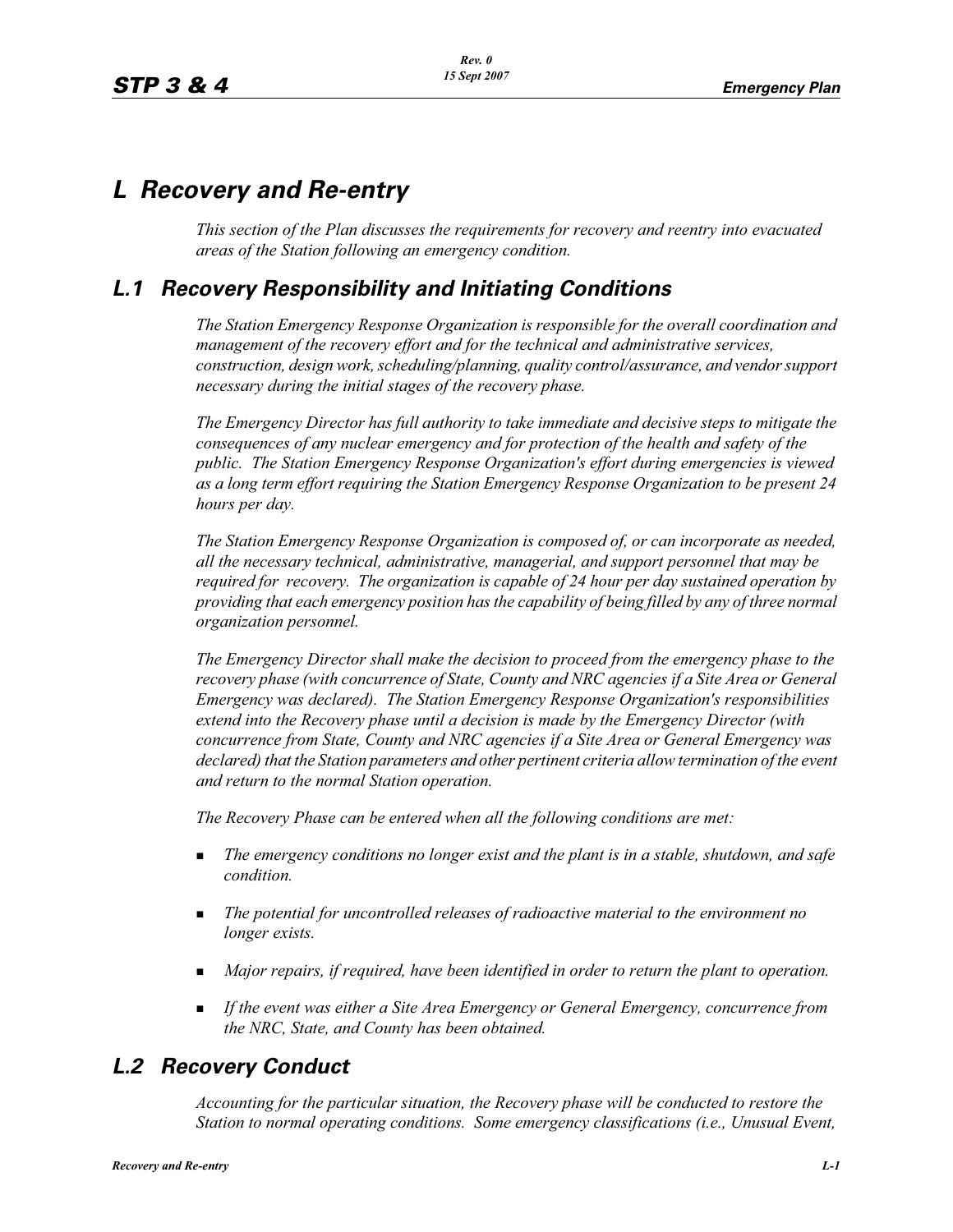# *L Recovery and Re-entry*

*This section of the Plan discusses the requirements for recovery and reentry into evacuated areas of the Station following an emergency condition.*

## *L.1 Recovery Responsibility and Initiating Conditions*

*The Station Emergency Response Organization is responsible for the overall coordination and management of the recovery effort and for the technical and administrative services, construction, design work, scheduling/planning, quality control/assurance, and vendor support necessary during the initial stages of the recovery phase.*

*The Emergency Director has full authority to take immediate and decisive steps to mitigate the consequences of any nuclear emergency and for protection of the health and safety of the public. The Station Emergency Response Organization's effort during emergencies is viewed as a long term effort requiring the Station Emergency Response Organization to be present 24 hours per day.*

*The Station Emergency Response Organization is composed of, or can incorporate as needed, all the necessary technical, administrative, managerial, and support personnel that may be required for recovery. The organization is capable of 24 hour per day sustained operation by providing that each emergency position has the capability of being filled by any of three normal organization personnel.*

*The Emergency Director shall make the decision to proceed from the emergency phase to the recovery phase (with concurrence of State, County and NRC agencies if a Site Area or General Emergency was declared). The Station Emergency Response Organization's responsibilities extend into the Recovery phase until a decision is made by the Emergency Director (with concurrence from State, County and NRC agencies if a Site Area or General Emergency was declared) that the Station parameters and other pertinent criteria allow termination of the event and return to the normal Station operation.*

*The Recovery Phase can be entered when all the following conditions are met:*

- *The emergency conditions no longer exist and the plant is in a stable, shutdown, and safe condition.*
- *The potential for uncontrolled releases of radioactive material to the environment no longer exists.*
- *Major repairs, if required, have been identified in order to return the plant to operation.*
- *If the event was either a Site Area Emergency or General Emergency, concurrence from the NRC, State, and County has been obtained.*

## *L.2 Recovery Conduct*

*Accounting for the particular situation, the Recovery phase will be conducted to restore the Station to normal operating conditions. Some emergency classifications (i.e., Unusual Event,*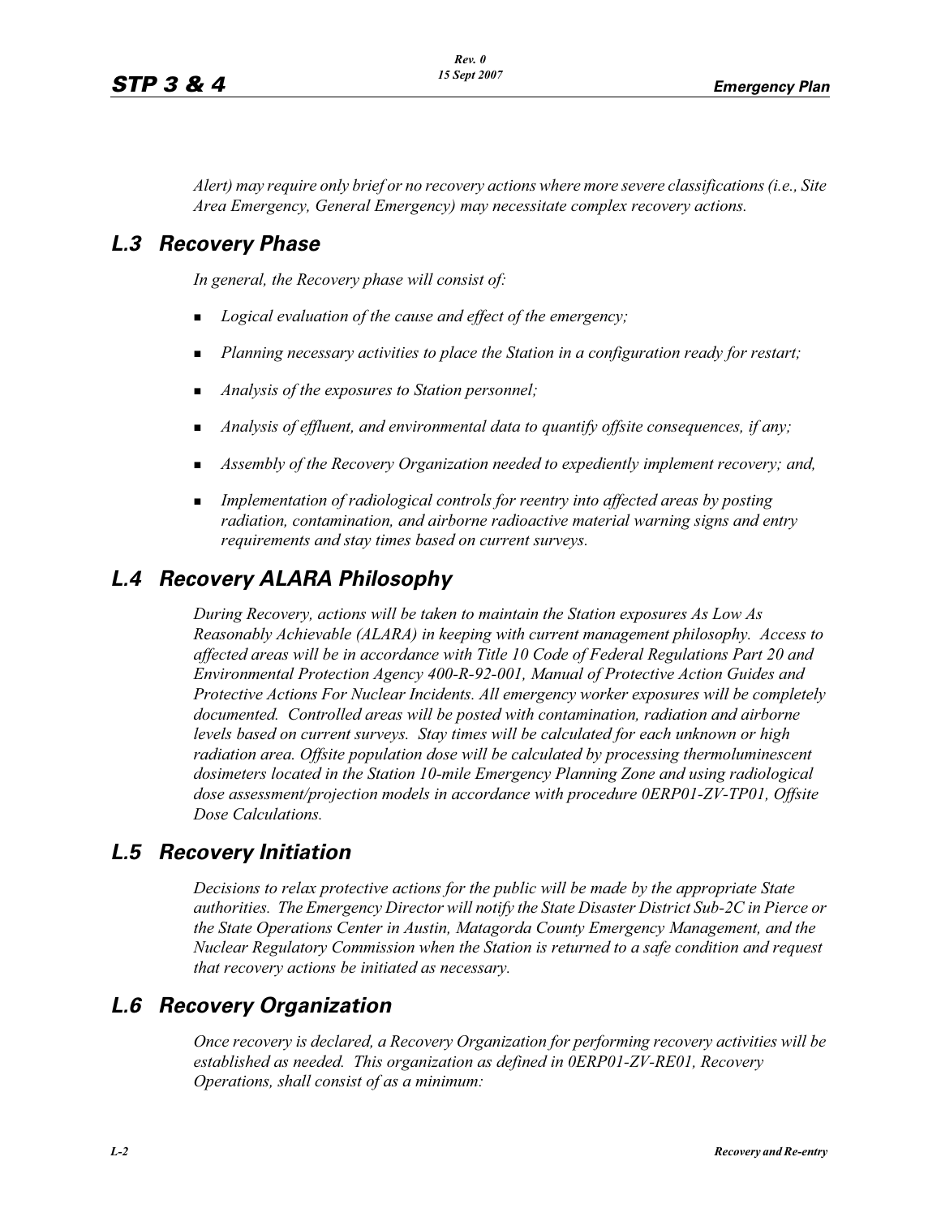*Alert) may require only brief or no recovery actions where more severe classifications (i.e., Site Area Emergency, General Emergency) may necessitate complex recovery actions.*

## L.3 Recovery Phase

*In general, the Recovery phase will consist of:*

- *Logical evaluation of the cause and effect of the emergency;*
- *Planning necessary activities to place the Station in a configuration ready for restart;*
- *Analysis of the exposures to Station personnel;*
- *Analysis of effluent, and environmental data to quantify offsite consequences, if any;*
- *Assembly of the Recovery Organization needed to expediently implement recovery; and,*
- *Implementation of radiological controls for reentry into affected areas by posting radiation, contamination, and airborne radioactive material warning signs and entry requirements and stay times based on current surveys.*

## L.4 Recovery ALARA Philosophy

*During Recovery, actions will be taken to maintain the Station exposures As Low As Reasonably Achievable (ALARA) in keeping with current management philosophy. Access to affected areas will be in accordance with Title 10 Code of Federal Regulations Part 20 and Environmental Protection Agency 400-R-92-001, Manual of Protective Action Guides and Protective Actions For Nuclear Incidents. All emergency worker exposures will be completely documented. Controlled areas will be posted with contamination, radiation and airborne levels based on current surveys. Stay times will be calculated for each unknown or high radiation area. Offsite population dose will be calculated by processing thermoluminescent dosimeters located in the Station 10-mile Emergency Planning Zone and using radiological dose assessment/projection models in accordance with procedure 0ERP01-ZV-TP01, Offsite Dose Calculations.*

## L.5 Recovery Initiation

*Decisions to relax protective actions for the public will be made by the appropriate State authorities. The Emergency Director will notify the State Disaster District Sub-2C in Pierce or the State Operations Center in Austin, Matagorda County Emergency Management, and the Nuclear Regulatory Commission when the Station is returned to a safe condition and request that recovery actions be initiated as necessary.*

## L.6 Recovery Organization

*Once recovery is declared, a Recovery Organization for performing recovery activities will be established as needed. This organization as defined in 0ERP01-ZV-RE01, Recovery Operations, shall consist of as a minimum:*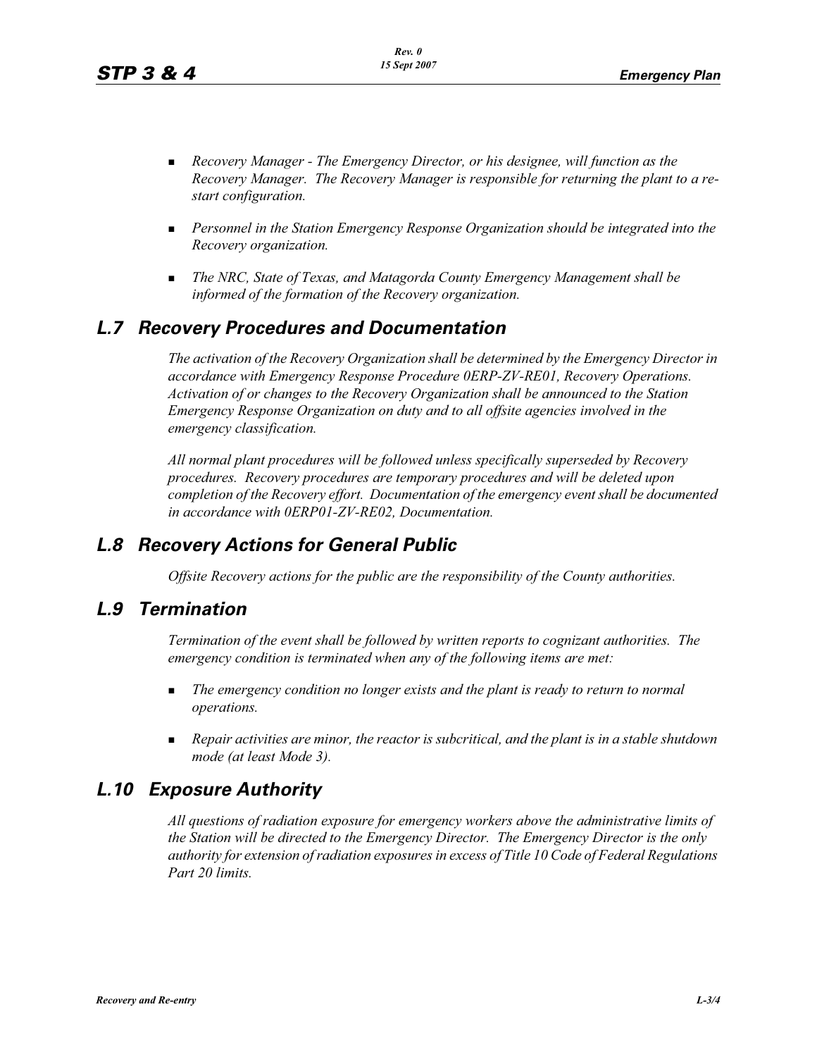- *Recovery Manager - The Emergency Director, or his designee, will function as the Recovery Manager. The Recovery Manager is responsible for returning the plant to a re-start configuration.*
- *Personnel in the Station Emergency Response Organization should be integrated into the Recovery organization.*
- *The NRC, State of Texas, and Matagorda County Emergency Management shall be informed of the formation of the Recovery organization.*

## *L.7 Recovery Procedures and Documentation*

*The activation of the Recovery Organization shall be determined by the Emergency Director in accordance with Emergency Response Procedure 0ERP-ZV-RE01, Recovery Operations. Activation of or changes to the Recovery Organization shall be announced to the Station Emergency Response Organization on duty and to all offsite agencies involved in the emergency classification.*

*All normal plant procedures will be followed unless specifically superseded by Recovery procedures. Recovery procedures are temporary procedures and will be deleted upon completion of the Recovery effort. Documentation of the emergency event shall be documented in accordance with 0ERP01-ZV-RE02, Documentation.*

## *L.8 Recovery Actions for General Public*

*Offsite Recovery actions for the public are the responsibility of the County authorities.*

## *L.9 Termination*

*Termination of the event shall be followed by written reports to cognizant authorities. The emergency condition is terminated when any of the following items are met:*

- *The emergency condition no longer exists and the plant is ready to return to normal operations.*
- *Repair activities are minor, the reactor is subcritical, and the plant is in a stable shutdown mode (at least Mode 3).*

## *L.10 Exposure Authority*

*All questions of radiation exposure for emergency workers above the administrative limits of the Station will be directed to the Emergency Director. The Emergency Director is the only authority for extension of radiation exposures in excess of Title 10 Code of Federal Regulations Part 20 limits.*